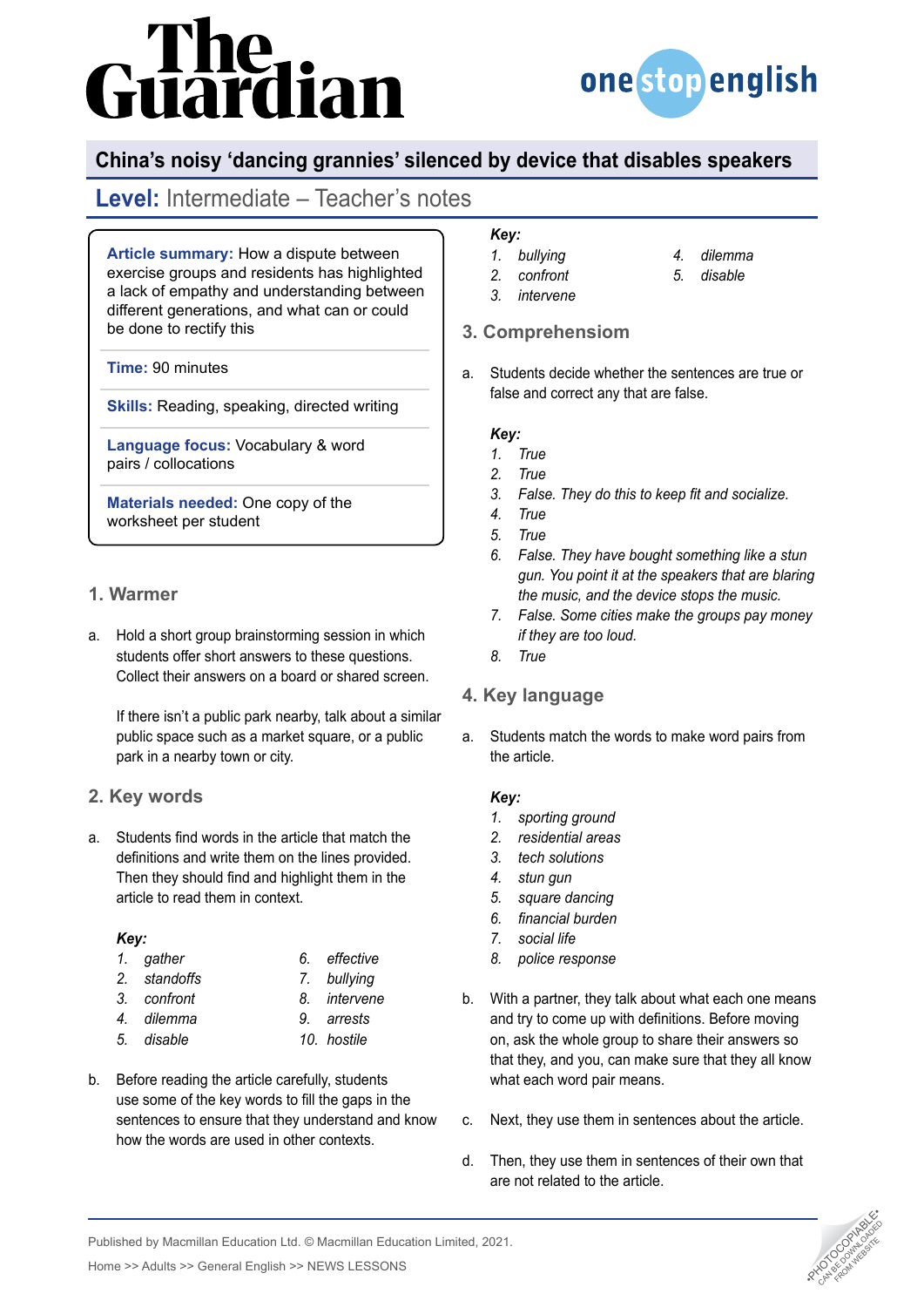# China's noisy 'dancing grannies' silenced by device that disables speakers

## Level: Intermediate – Teacher's notes

**Article summary:** How a dispute between exercise groups and residents has highlighted a lack of empathy and understanding between different generations, and what can or could be done to rectify this

**Time:** 90 minutes

**Skills:** Reading, speaking, directed writing

**Language focus:** Vocabulary & word pairs / collocations

**Materials needed:** One copy of the worksheet per student

### 1. Warmer

a. Hold a short group brainstorming session in which students offer short answers to these questions. Collect their answers on a board or shared screen.

If there isn't a public park nearby, talk about a similar public space such as a market square, or a public park in a nearby town or city.

### 2. Key words

a. Students find words in the article that match the definitions and write them on the lines provided. Then they should find and highlight them in the article to read them in context.

***Key:***

1. *gather*
2. *standoffs*
3. *confront*
4. *dilemma*
5. *disable*
6. *effective*
7. *bullying*
8. *intervene*
9. *arrests*
10. *hostile*

b. Before reading the article carefully, students use some of the key words to fill the gaps in the sentences to ensure that they understand and know how the words are used in other contexts.

***Key:***

1. *bullying*
2. *confront*
3. *intervene*
4. *dilemma*
5. *disable*

### 3. Comprehension

a. Students decide whether the sentences are true or false and correct any that are false.

***Key:***

1. *True*
2. *True*
3. *False. They do this to keep fit and socialize.*
4. *True*
5. *True*
6. *False. They have bought something like a stun gun. You point it at the speakers that are blaring the music, and the device stops the music.*
7. *False. Some cities make the groups pay money if they are too loud.*
8. *True*

### 4. Key language

a. Students match the words to make word pairs from the article.

***Key:***

1. *sporting ground*
2. *residential areas*
3. *tech solutions*
4. *stun gun*
5. *square dancing*
6. *financial burden*
7. *social life*
8. *police response*

b. With a partner, they talk about what each one means and try to come up with definitions. Before moving on, ask the whole group to share their answers so that they, and you, can make sure that they all know what each word pair means.

c. Next, they use them in sentences about the article.

d. Then, they use them in sentences of their own that are not related to the article.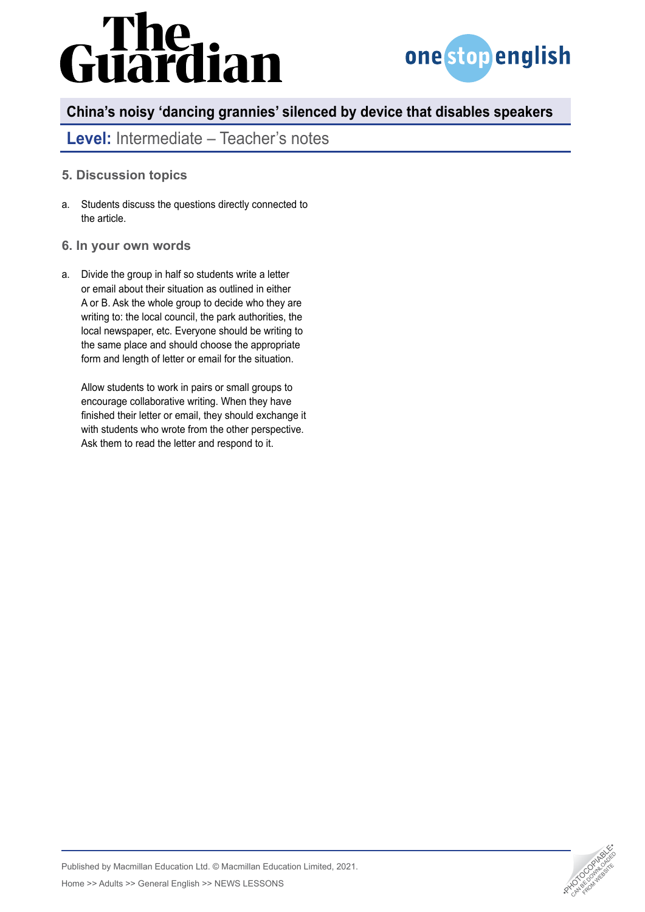## 5. Discussion topics

a. Students discuss the questions directly connected to the article.

## 6. In your own words

a. Divide the group in half so students write a letter or email about their situation as outlined in either A or B. Ask the whole group to decide who they are writing to: the local council, the park authorities, the local newspaper, etc. Everyone should be writing to the same place and should choose the appropriate form and length of letter or email for the situation.

Allow students to work in pairs or small groups to encourage collaborative writing. When they have finished their letter or email, they should exchange it with students who wrote from the other perspective. Ask them to read the letter and respond to it.